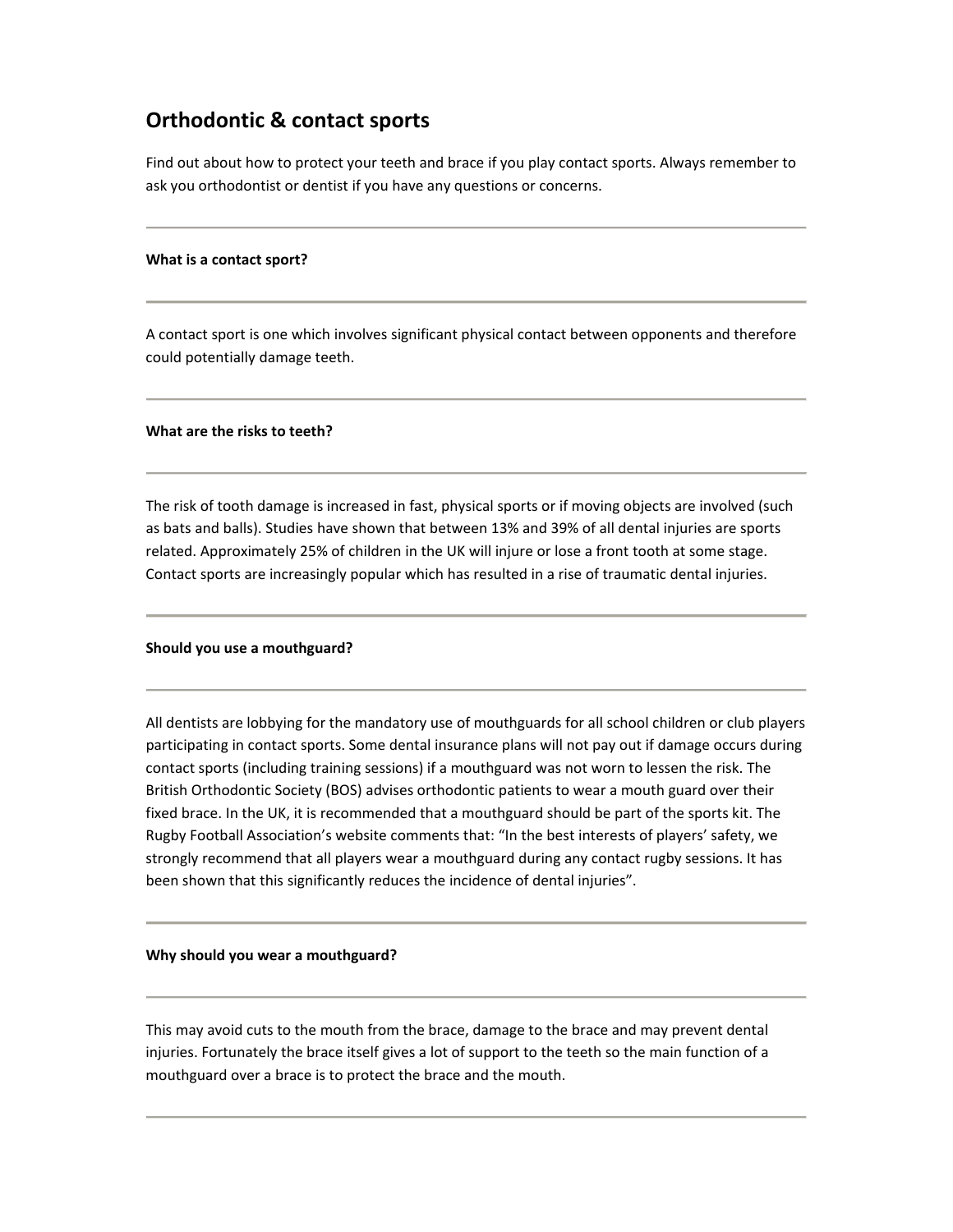# Orthodontic & contact sports

Find out about how to protect your teeth and brace if you play contact sports. Always remember to ask you orthodontist or dentist if you have any questions or concerns.

---

**What is a contact sport?**

---

A contact sport is one which involves significant physical contact between opponents and therefore could potentially damage teeth.

---

**What are the risks to teeth?**

---

The risk of tooth damage is increased in fast, physical sports or if moving objects are involved (such as bats and balls). Studies have shown that between 13% and 39% of all dental injuries are sports related. Approximately 25% of children in the UK will injure or lose a front tooth at some stage. Contact sports are increasingly popular which has resulted in a rise of traumatic dental injuries.

---

**Should you use a mouthguard?**

---

All dentists are lobbying for the mandatory use of mouthguards for all school children or club players participating in contact sports. Some dental insurance plans will not pay out if damage occurs during contact sports (including training sessions) if a mouthguard was not worn to lessen the risk. The British Orthodontic Society (BOS) advises orthodontic patients to wear a mouth guard over their fixed brace. In the UK, it is recommended that a mouthguard should be part of the sports kit. The Rugby Football Association's website comments that: "In the best interests of players' safety, we strongly recommend that all players wear a mouthguard during any contact rugby sessions. It has been shown that this significantly reduces the incidence of dental injuries".

---

**Why should you wear a mouthguard?**

---

This may avoid cuts to the mouth from the brace, damage to the brace and may prevent dental injuries. Fortunately the brace itself gives a lot of support to the teeth so the main function of a mouthguard over a brace is to protect the brace and the mouth.

---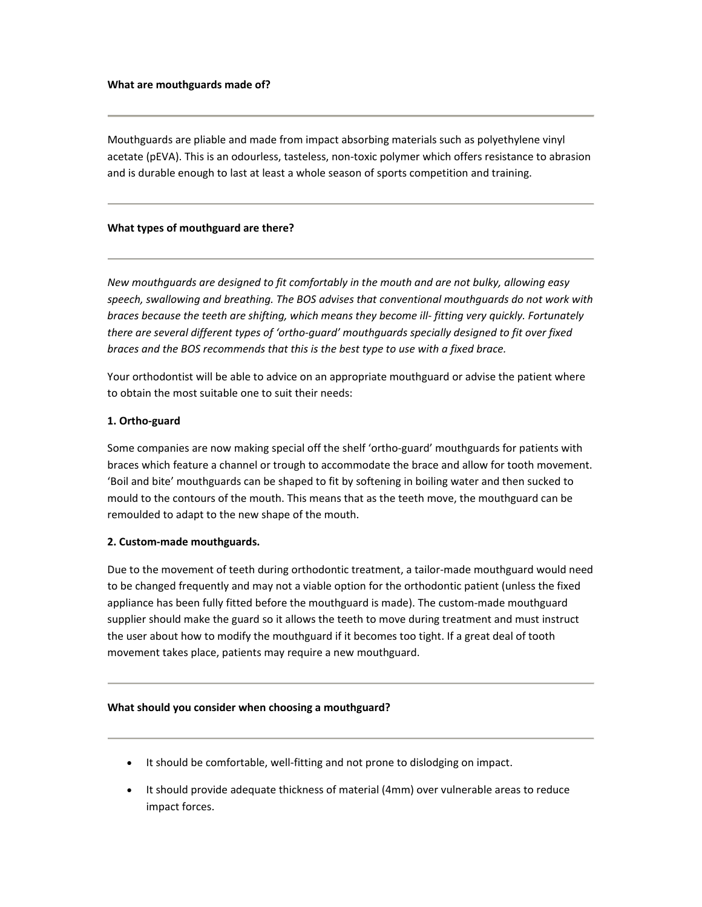**What are mouthguards made of?**

---

Mouthguards are pliable and made from impact absorbing materials such as polyethylene vinyl acetate (pEVA). This is an odourless, tasteless, non-toxic polymer which offers resistance to abrasion and is durable enough to last at least a whole season of sports competition and training.

---

**What types of mouthguard are there?**

---

*New mouthguards are designed to fit comfortably in the mouth and are not bulky, allowing easy speech, swallowing and breathing. The BOS advises that conventional mouthguards do not work with braces because the teeth are shifting, which means they become ill- fitting very quickly. Fortunately there are several different types of 'ortho-guard' mouthguards specially designed to fit over fixed braces and the BOS recommends that this is the best type to use with a fixed brace.*

Your orthodontist will be able to advice on an appropriate mouthguard or advise the patient where to obtain the most suitable one to suit their needs:

**1. Ortho-guard**

Some companies are now making special off the shelf 'ortho-guard' mouthguards for patients with braces which feature a channel or trough to accommodate the brace and allow for tooth movement. 'Boil and bite' mouthguards can be shaped to fit by softening in boiling water and then sucked to mould to the contours of the mouth. This means that as the teeth move, the mouthguard can be remoulded to adapt to the new shape of the mouth.

**2. Custom-made mouthguards.**

Due to the movement of teeth during orthodontic treatment, a tailor-made mouthguard would need to be changed frequently and may not a viable option for the orthodontic patient (unless the fixed appliance has been fully fitted before the mouthguard is made). The custom-made mouthguard supplier should make the guard so it allows the teeth to move during treatment and must instruct the user about how to modify the mouthguard if it becomes too tight. If a great deal of tooth movement takes place, patients may require a new mouthguard.

---

**What should you consider when choosing a mouthguard?**

---

- It should be comfortable, well-fitting and not prone to dislodging on impact.
- It should provide adequate thickness of material (4mm) over vulnerable areas to reduce impact forces.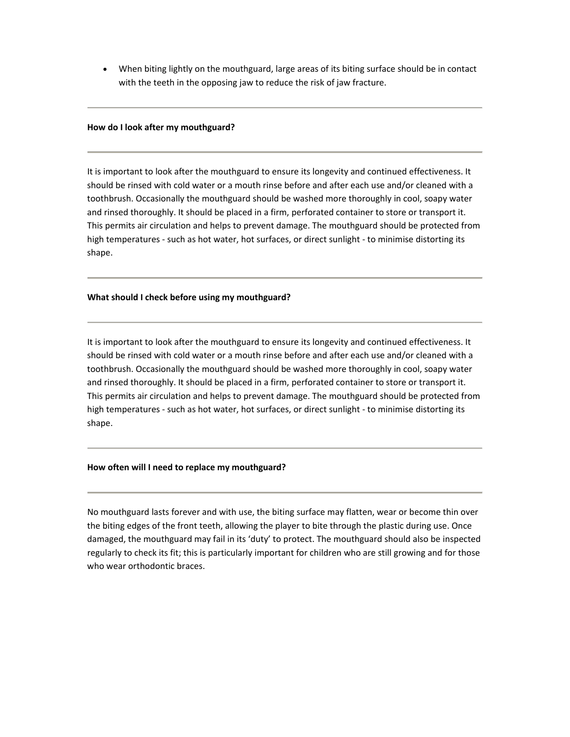- When biting lightly on the mouthguard, large areas of its biting surface should be in contact with the teeth in the opposing jaw to reduce the risk of jaw fracture.

---

**How do I look after my mouthguard?**

---

It is important to look after the mouthguard to ensure its longevity and continued effectiveness. It should be rinsed with cold water or a mouth rinse before and after each use and/or cleaned with a toothbrush. Occasionally the mouthguard should be washed more thoroughly in cool, soapy water and rinsed thoroughly. It should be placed in a firm, perforated container to store or transport it. This permits air circulation and helps to prevent damage. The mouthguard should be protected from high temperatures - such as hot water, hot surfaces, or direct sunlight - to minimise distorting its shape.

---

**What should I check before using my mouthguard?**

---

It is important to look after the mouthguard to ensure its longevity and continued effectiveness. It should be rinsed with cold water or a mouth rinse before and after each use and/or cleaned with a toothbrush. Occasionally the mouthguard should be washed more thoroughly in cool, soapy water and rinsed thoroughly. It should be placed in a firm, perforated container to store or transport it. This permits air circulation and helps to prevent damage. The mouthguard should be protected from high temperatures - such as hot water, hot surfaces, or direct sunlight - to minimise distorting its shape.

---

**How often will I need to replace my mouthguard?**

---

No mouthguard lasts forever and with use, the biting surface may flatten, wear or become thin over the biting edges of the front teeth, allowing the player to bite through the plastic during use. Once damaged, the mouthguard may fail in its 'duty' to protect. The mouthguard should also be inspected regularly to check its fit; this is particularly important for children who are still growing and for those who wear orthodontic braces.